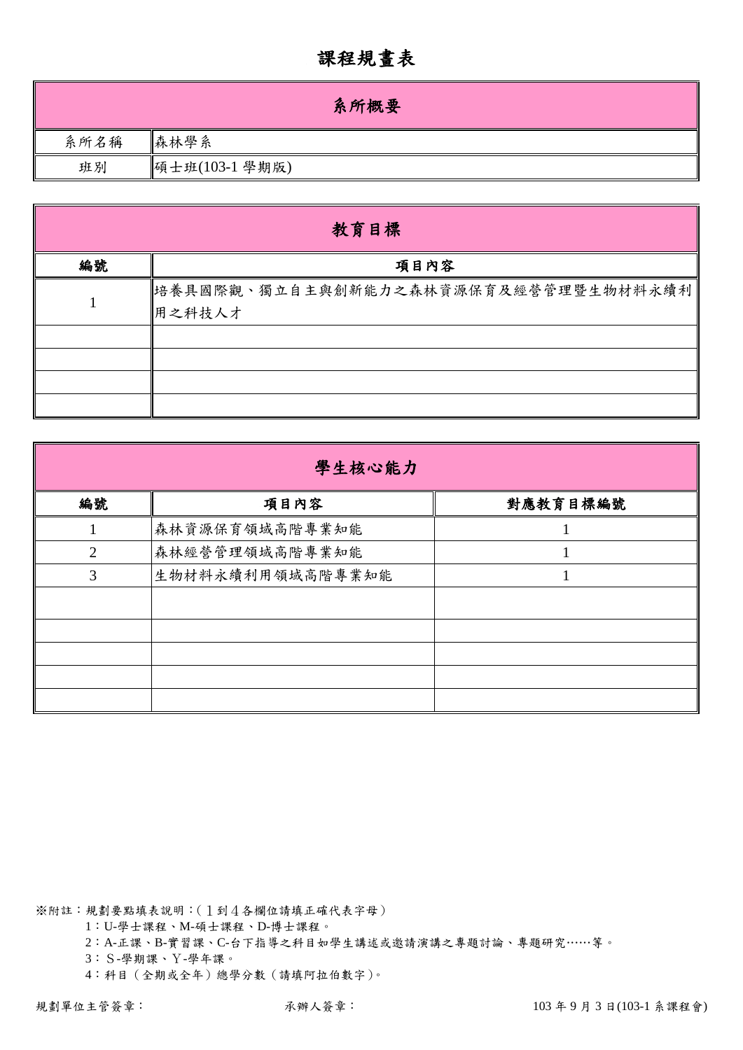# 課程規畫表

| 系所概要 | |
|---|---|
| 系所名稱 | 森林學系 |
| 班別 | 碩士班(103-1 學期版) |

| 教育目標 | |
|---|---|
| **編號** | **項目內容** |
| 1 | 培養具國際觀、獨立自主與創新能力之森林資源保育及經營管理暨生物材料永續利用之科技人才 |
| | |
| | |
| | |
| | |

| 學生核心能力 | | |
|---|---|---|
| **編號** | **項目內容** | **對應教育目標編號** |
| 1 | 森林資源保育領域高階專業知能 | 1 |
| 2 | 森林經營管理領域高階專業知能 | 1 |
| 3 | 生物材料永續利用領域高階專業知能 | 1 |
| | | |
| | | |
| | | |
| | | |
| | | |

※附註：規劃要點填表說明：( 1 到 4 各欄位請填正確代表字母)

1：U-學士課程、M-碩士課程、D-博士課程。

2：A-正課、B-實習課、C-台下指導之科目如學生講述或邀請演講之專題討論、專題研究……等。

3：S-學期課、Y-學年課。

4：科目（全期或全年）總學分數（請填阿拉伯數字)。

規劃單位主管簽章：　　　　承辦人簽章：　　　　103 年 9 月 3 日(103-1 系課程會)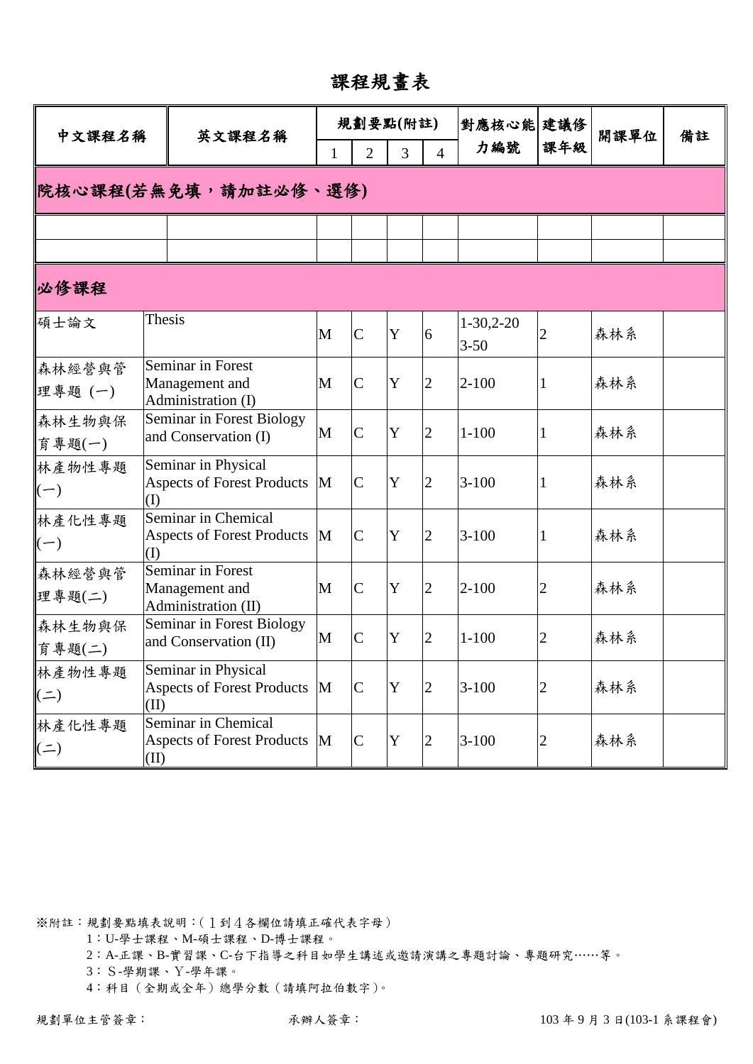# 課程規畫表

| 中文課程名稱 | 英文課程名稱 | 規劃要點(附註) | | | | 對應核心能力編號 | 建議修課年級 | 開課單位 | 備註 |
|---|---|---|---|---|---|---|---|---|---|
| | | 1 | 2 | 3 | 4 | | | | |
| **院核心課程(若無免填，請加註必修、選修)** | | | | | | | | | |
| | | | | | | | | | |
| | | | | | | | | | |
| **必修課程** | | | | | | | | | |
| 碩士論文 | Thesis | M | C | Y | 6 | 1-30,2-20 3-50 | 2 | 森林系 | |
| 森林經營與管理專題 (一) | Seminar in Forest Management and Administration (I) | M | C | Y | 2 | 2-100 | 1 | 森林系 | |
| 森林生物與保育專題(一) | Seminar in Forest Biology and Conservation (I) | M | C | Y | 2 | 1-100 | 1 | 森林系 | |
| 林產物性專題(一) | Seminar in Physical Aspects of Forest Products (I) | M | C | Y | 2 | 3-100 | 1 | 森林系 | |
| 林產化性專題(一) | Seminar in Chemical Aspects of Forest Products (I) | M | C | Y | 2 | 3-100 | 1 | 森林系 | |
| 森林經營與管理專題(二) | Seminar in Forest Management and Administration (II) | M | C | Y | 2 | 2-100 | 2 | 森林系 | |
| 森林生物與保育專題(二) | Seminar in Forest Biology and Conservation (II) | M | C | Y | 2 | 1-100 | 2 | 森林系 | |
| 林產物性專題(二) | Seminar in Physical Aspects of Forest Products (II) | M | C | Y | 2 | 3-100 | 2 | 森林系 | |
| 林產化性專題(二) | Seminar in Chemical Aspects of Forest Products (II) | M | C | Y | 2 | 3-100 | 2 | 森林系 | |

※附註：規劃要點填表說明：(１到４各欄位請填正確代表字母)

1：U-學士課程、M-碩士課程、D-博士課程。

2：A-正課、B-實習課、C-台下指導之科目如學生講述或邀請演講之專題討論、專題研究……等。

3：Ｓ-學期課、Ｙ-學年課。

4：科目（全期或全年）總學分數（請填阿拉伯數字）。

規劃單位主管簽章：　　　　承辦人簽章：　　　　103 年 9 月 3 日(103-1 系課程會)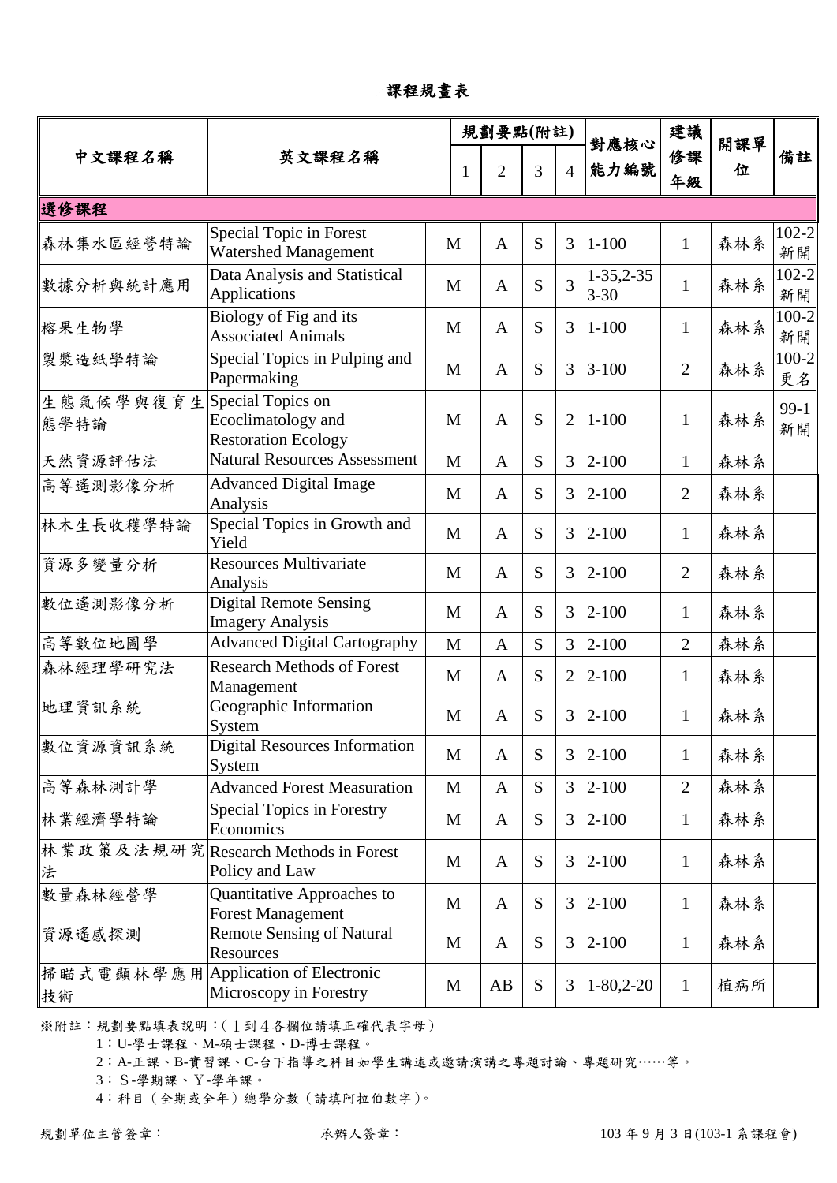# 課程規畫表

| 中文課程名稱 | 英文課程名稱 | 規劃要點(附註) | | | | 對應核心能力編號 | 建議修課年級 | 開課單位 | 備註 |
|---|---|---|---|---|---|---|---|---|---|
| | | 1 | 2 | 3 | 4 | | | | |
| **選修課程** | | | | | | | | | |
| 森林集水區經營特論 | Special Topic in Forest Watershed Management | M | A | S | 3 | 1-100 | 1 | 森林系 | 102-2 新開 |
| 數據分析與統計應用 | Data Analysis and Statistical Applications | M | A | S | 3 | 1-35,2-35 3-30 | 1 | 森林系 | 102-2 新開 |
| 榕果生物學 | Biology of Fig and its Associated Animals | M | A | S | 3 | 1-100 | 1 | 森林系 | 100-2 新開 |
| 製漿造紙學特論 | Special Topics in Pulping and Papermaking | M | A | S | 3 | 3-100 | 2 | 森林系 | 100-2 更名 |
| 生態氣候學與復育生態學特論 | Special Topics on Ecoclimatology and Restoration Ecology | M | A | S | 2 | 1-100 | 1 | 森林系 | 99-1 新開 |
| 天然資源評估法 | Natural Resources Assessment | M | A | S | 3 | 2-100 | 1 | 森林系 | |
| 高等遙測影像分析 | Advanced Digital Image Analysis | M | A | S | 3 | 2-100 | 2 | 森林系 | |
| 林木生長收穫學特論 | Special Topics in Growth and Yield | M | A | S | 3 | 2-100 | 1 | 森林系 | |
| 資源多變量分析 | Resources Multivariate Analysis | M | A | S | 3 | 2-100 | 2 | 森林系 | |
| 數位遙測影像分析 | Digital Remote Sensing Imagery Analysis | M | A | S | 3 | 2-100 | 1 | 森林系 | |
| 高等數位地圖學 | Advanced Digital Cartography | M | A | S | 3 | 2-100 | 2 | 森林系 | |
| 森林經理學研究法 | Research Methods of Forest Management | M | A | S | 2 | 2-100 | 1 | 森林系 | |
| 地理資訊系統 | Geographic Information System | M | A | S | 3 | 2-100 | 1 | 森林系 | |
| 數位資源資訊系統 | Digital Resources Information System | M | A | S | 3 | 2-100 | 1 | 森林系 | |
| 高等森林測計學 | Advanced Forest Measuration | M | A | S | 3 | 2-100 | 2 | 森林系 | |
| 林業經濟學特論 | Special Topics in Forestry Economics | M | A | S | 3 | 2-100 | 1 | 森林系 | |
| 林業政策及法規研究法 | Research Methods in Forest Policy and Law | M | A | S | 3 | 2-100 | 1 | 森林系 | |
| 數量森林經營學 | Quantitative Approaches to Forest Management | M | A | S | 3 | 2-100 | 1 | 森林系 | |
| 資源遙感探測 | Remote Sensing of Natural Resources | M | A | S | 3 | 2-100 | 1 | 森林系 | |
| 掃瞄式電顯林學應用技術 | Application of Electronic Microscopy in Forestry | M | AB | S | 3 | 1-80,2-20 | 1 | 植病所 | |

※附註：規劃要點填表說明：(１到４各欄位請填正確代表字母)

1：U-學士課程、M-碩士課程、D-博士課程。

2：A-正課、B-實習課、C-台下指導之科目如學生講述或邀請演講之專題討論、專題研究……等。

3：Ｓ-學期課、Ｙ-學年課。

4：科目（全期或全年）總學分數（請填阿拉伯數字)。

規劃單位主管簽章：　　　　承辦人簽章：　　　　103 年 9 月 3 日(103-1 系課程會)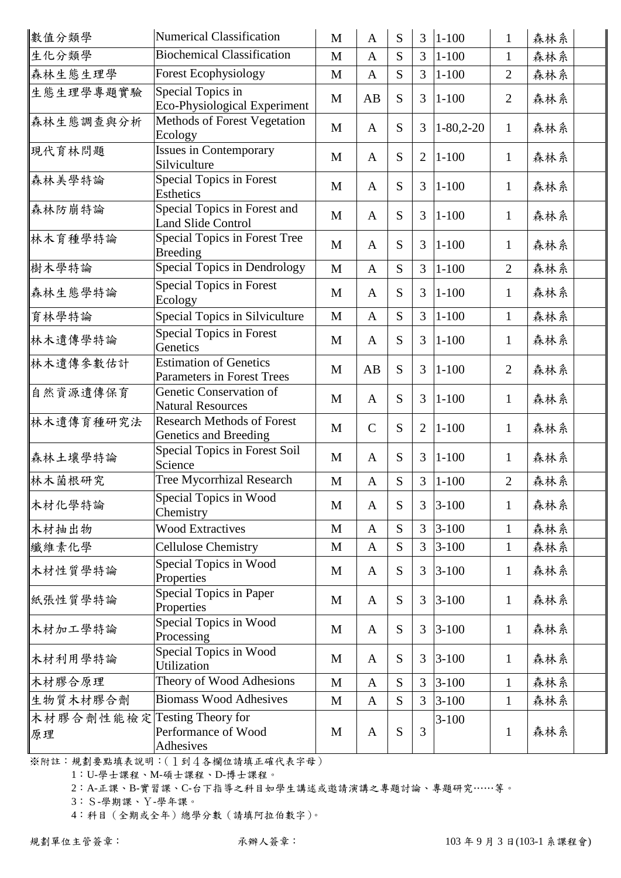| 數值分類學 | Numerical Classification | M | A | S | 3 | 1-100 | 1 | 森林系 | |
|---|---|---|---|---|---|---|---|---|---|
| 生化分類學 | Biochemical Classification | M | A | S | 3 | 1-100 | 1 | 森林系 | |
| 森林生態生理學 | Forest Ecophysiology | M | A | S | 3 | 1-100 | 2 | 森林系 | |
| 生態生理學專題實驗 | Special Topics in Eco-Physiological Experiment | M | AB | S | 3 | 1-100 | 2 | 森林系 | |
| 森林生態調查與分析 | Methods of Forest Vegetation Ecology | M | A | S | 3 | 1-80,2-20 | 1 | 森林系 | |
| 現代育林問題 | Issues in Contemporary Silviculture | M | A | S | 2 | 1-100 | 1 | 森林系 | |
| 森林美學特論 | Special Topics in Forest Esthetics | M | A | S | 3 | 1-100 | 1 | 森林系 | |
| 森林防崩特論 | Special Topics in Forest and Land Slide Control | M | A | S | 3 | 1-100 | 1 | 森林系 | |
| 林木育種學特論 | Special Topics in Forest Tree Breeding | M | A | S | 3 | 1-100 | 1 | 森林系 | |
| 樹木學特論 | Special Topics in Dendrology | M | A | S | 3 | 1-100 | 2 | 森林系 | |
| 森林生態學特論 | Special Topics in Forest Ecology | M | A | S | 3 | 1-100 | 1 | 森林系 | |
| 育林學特論 | Special Topics in Silviculture | M | A | S | 3 | 1-100 | 1 | 森林系 | |
| 林木遺傳學特論 | Special Topics in Forest Genetics | M | A | S | 3 | 1-100 | 1 | 森林系 | |
| 林木遺傳參數估計 | Estimation of Genetics Parameters in Forest Trees | M | AB | S | 3 | 1-100 | 2 | 森林系 | |
| 自然資源遺傳保育 | Genetic Conservation of Natural Resources | M | A | S | 3 | 1-100 | 1 | 森林系 | |
| 林木遺傳育種研究法 | Research Methods of Forest Genetics and Breeding | M | C | S | 2 | 1-100 | 1 | 森林系 | |
| 森林土壤學特論 | Special Topics in Forest Soil Science | M | A | S | 3 | 1-100 | 1 | 森林系 | |
| 林木菌根研究 | Tree Mycorrhizal Research | M | A | S | 3 | 1-100 | 2 | 森林系 | |
| 木材化學特論 | Special Topics in Wood Chemistry | M | A | S | 3 | 3-100 | 1 | 森林系 | |
| 木材抽出物 | Wood Extractives | M | A | S | 3 | 3-100 | 1 | 森林系 | |
| 纖維素化學 | Cellulose Chemistry | M | A | S | 3 | 3-100 | 1 | 森林系 | |
| 木材性質學特論 | Special Topics in Wood Properties | M | A | S | 3 | 3-100 | 1 | 森林系 | |
| 紙張性質學特論 | Special Topics in Paper Properties | M | A | S | 3 | 3-100 | 1 | 森林系 | |
| 木材加工學特論 | Special Topics in Wood Processing | M | A | S | 3 | 3-100 | 1 | 森林系 | |
| 木材利用學特論 | Special Topics in Wood Utilization | M | A | S | 3 | 3-100 | 1 | 森林系 | |
| 木材膠合原理 | Theory of Wood Adhesions | M | A | S | 3 | 3-100 | 1 | 森林系 | |
| 生物質木材膠合劑 | Biomass Wood Adhesives | M | A | S | 3 | 3-100 | 1 | 森林系 | |
| 木材膠合劑性能檢定原理 | Testing Theory for Performance of Wood Adhesives | M | A | S | 3 | 3-100 | 1 | 森林系 | |

※附註：規劃要點填表說明：(１到４各欄位請填正確代表字母)

1：U-學士課程、M-碩士課程、D-博士課程。

2：A-正課、B-實習課、C-台下指導之科目如學生講述或邀請演講之專題討論、專題研究……等。

3：Ｓ-學期課、Ｙ-學年課。

4：科目（全期或全年）總學分數（請填阿拉伯數字)。

規劃單位主管簽章：　　　　承辦人簽章：　　　　103 年 9 月 3 日(103-1 系課程會)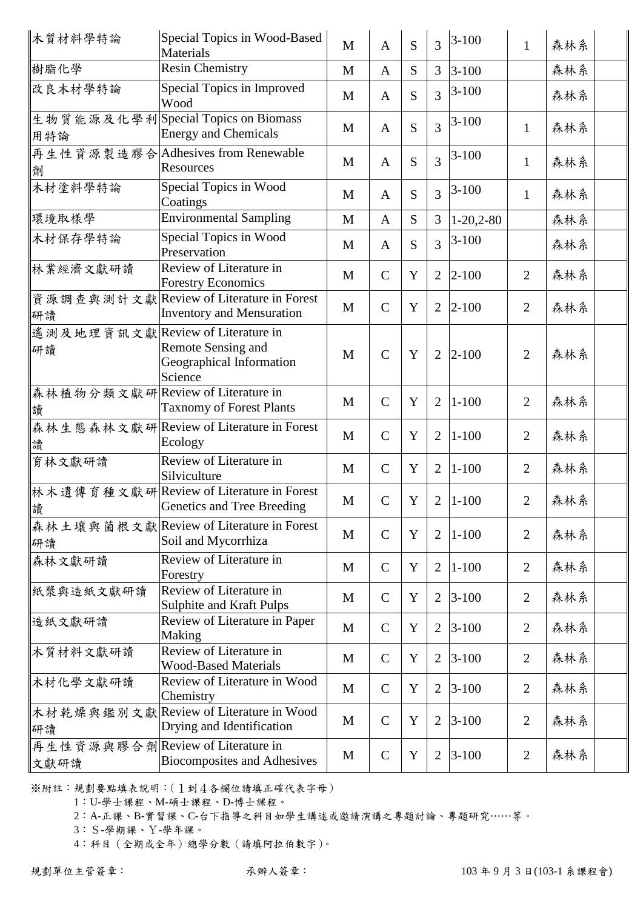| 木質材料學特論 | Special Topics in Wood-Based Materials | M | A | S | 3 | 3-100 | 1 | 森林系 | |
|---|---|---|---|---|---|---|---|---|---|
| 樹脂化學 | Resin Chemistry | M | A | S | 3 | 3-100 | | 森林系 | |
| 改良木材學特論 | Special Topics in Improved Wood | M | A | S | 3 | 3-100 | | 森林系 | |
| 生物質能源及化學利用特論 | Special Topics on Biomass Energy and Chemicals | M | A | S | 3 | 3-100 | 1 | 森林系 | |
| 再生性資源製造膠合劑 | Adhesives from Renewable Resources | M | A | S | 3 | 3-100 | 1 | 森林系 | |
| 木材塗料學特論 | Special Topics in Wood Coatings | M | A | S | 3 | 3-100 | 1 | 森林系 | |
| 環境取樣學 | Environmental Sampling | M | A | S | 3 | 1-20,2-80 | | 森林系 | |
| 木材保存學特論 | Special Topics in Wood Preservation | M | A | S | 3 | 3-100 | | 森林系 | |
| 林業經濟文獻研讀 | Review of Literature in Forestry Economics | M | C | Y | 2 | 2-100 | 2 | 森林系 | |
| 資源調查與測計文獻研讀 | Review of Literature in Forest Inventory and Mensuration | M | C | Y | 2 | 2-100 | 2 | 森林系 | |
| 遙測及地理資訊文獻研讀 | Review of Literature in Remote Sensing and Geographical Information Science | M | C | Y | 2 | 2-100 | 2 | 森林系 | |
| 森林植物分類文獻研讀 | Review of Literature in Taxnomy of Forest Plants | M | C | Y | 2 | 1-100 | 2 | 森林系 | |
| 森林生態森林文獻研讀 | Review of Literature in Forest Ecology | M | C | Y | 2 | 1-100 | 2 | 森林系 | |
| 育林文獻研讀 | Review of Literature in Silviculture | M | C | Y | 2 | 1-100 | 2 | 森林系 | |
| 林木遺傳育種文獻研讀 | Review of Literature in Forest Genetics and Tree Breeding | M | C | Y | 2 | 1-100 | 2 | 森林系 | |
| 森林土壤與菌根文獻研讀 | Review of Literature in Forest Soil and Mycorrhiza | M | C | Y | 2 | 1-100 | 2 | 森林系 | |
| 森林文獻研讀 | Review of Literature in Forestry | M | C | Y | 2 | 1-100 | 2 | 森林系 | |
| 紙漿與造紙文獻研讀 | Review of Literature in Sulphite and Kraft Pulps | M | C | Y | 2 | 3-100 | 2 | 森林系 | |
| 造紙文獻研讀 | Review of Literature in Paper Making | M | C | Y | 2 | 3-100 | 2 | 森林系 | |
| 木質材料文獻研讀 | Review of Literature in Wood-Based Materials | M | C | Y | 2 | 3-100 | 2 | 森林系 | |
| 木材化學文獻研讀 | Review of Literature in Wood Chemistry | M | C | Y | 2 | 3-100 | 2 | 森林系 | |
| 木材乾燥與鑑別文獻研讀 | Review of Literature in Wood Drying and Identification | M | C | Y | 2 | 3-100 | 2 | 森林系 | |
| 再生性資源與膠合劑文獻研讀 | Review of Literature in Biocomposites and Adhesives | M | C | Y | 2 | 3-100 | 2 | 森林系 | |

※附註：規劃要點填表說明：(１到４各欄位請填正確代表字母)

1：U-學士課程、M-碩士課程、D-博士課程。

2：A-正課、B-實習課、C-台下指導之科目如學生講述或邀請演講之專題討論、專題研究……等。

3：Ｓ-學期課、Ｙ-學年課。

4：科目（全期或全年）總學分數（請填阿拉伯數字)。

規劃單位主管簽章：　　　　承辦人簽章：　　　　103 年 9 月 3 日(103-1 系課程會)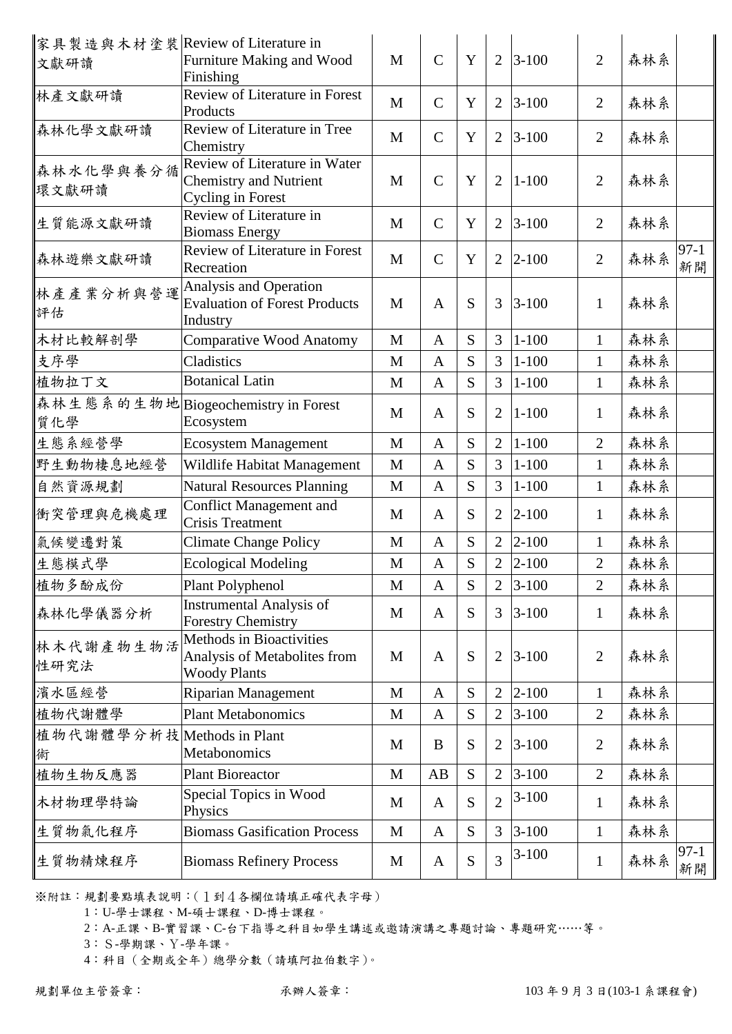| | | | | | | | | | |
|---|---|---|---|---|---|---|---|---|---|
| 家具製造與木材塗裝文獻研讀 | Review of Literature in Furniture Making and Wood Finishing | M | C | Y | 2 | 3-100 | 2 | 森林系 | |
| 林產文獻研讀 | Review of Literature in Forest Products | M | C | Y | 2 | 3-100 | 2 | 森林系 | |
| 森林化學文獻研讀 | Review of Literature in Tree Chemistry | M | C | Y | 2 | 3-100 | 2 | 森林系 | |
| 森林水化學與養分循環文獻研讀 | Review of Literature in Water Chemistry and Nutrient Cycling in Forest | M | C | Y | 2 | 1-100 | 2 | 森林系 | |
| 生質能源文獻研讀 | Review of Literature in Biomass Energy | M | C | Y | 2 | 3-100 | 2 | 森林系 | |
| 森林遊樂文獻研讀 | Review of Literature in Forest Recreation | M | C | Y | 2 | 2-100 | 2 | 森林系 | 97-1 新開 |
| 林產產業分析與營運評估 | Analysis and Operation Evaluation of Forest Products Industry | M | A | S | 3 | 3-100 | 1 | 森林系 | |
| 木材比較解剖學 | Comparative Wood Anatomy | M | A | S | 3 | 1-100 | 1 | 森林系 | |
| 支序學 | Cladistics | M | A | S | 3 | 1-100 | 1 | 森林系 | |
| 植物拉丁文 | Botanical Latin | M | A | S | 3 | 1-100 | 1 | 森林系 | |
| 森林生態系的生物地質化學 | Biogeochemistry in Forest Ecosystem | M | A | S | 2 | 1-100 | 1 | 森林系 | |
| 生態系經營學 | Ecosystem Management | M | A | S | 2 | 1-100 | 2 | 森林系 | |
| 野生動物棲息地經營 | Wildlife Habitat Management | M | A | S | 3 | 1-100 | 1 | 森林系 | |
| 自然資源規劃 | Natural Resources Planning | M | A | S | 3 | 1-100 | 1 | 森林系 | |
| 衝突管理與危機處理 | Conflict Management and Crisis Treatment | M | A | S | 2 | 2-100 | 1 | 森林系 | |
| 氣候變遷對策 | Climate Change Policy | M | A | S | 2 | 2-100 | 1 | 森林系 | |
| 生態模式學 | Ecological Modeling | M | A | S | 2 | 2-100 | 2 | 森林系 | |
| 植物多酚成份 | Plant Polyphenol | M | A | S | 2 | 3-100 | 2 | 森林系 | |
| 森林化學儀器分析 | Instrumental Analysis of Forestry Chemistry | M | A | S | 3 | 3-100 | 1 | 森林系 | |
| 林木代謝產物生物活性研究法 | Methods in Bioactivities Analysis of Metabolites from Woody Plants | M | A | S | 2 | 3-100 | 2 | 森林系 | |
| 濱水區經營 | Riparian Management | M | A | S | 2 | 2-100 | 1 | 森林系 | |
| 植物代謝體學 | Plant Metabonomics | M | A | S | 2 | 3-100 | 2 | 森林系 | |
| 植物代謝體學分析技術 | Methods in Plant Metabonomics | M | B | S | 2 | 3-100 | 2 | 森林系 | |
| 植物生物反應器 | Plant Bioreactor | M | AB | S | 2 | 3-100 | 2 | 森林系 | |
| 木材物理學特論 | Special Topics in Wood Physics | M | A | S | 2 | 3-100 | 1 | 森林系 | |
| 生質物氣化程序 | Biomass Gasification Process | M | A | S | 3 | 3-100 | 1 | 森林系 | |
| 生質物精煉程序 | Biomass Refinery Process | M | A | S | 3 | 3-100 | 1 | 森林系 | 97-1 新開 |

※附註：規劃要點填表說明：(１到４各欄位請填正確代表字母)

1：U-學士課程、M-碩士課程、D-博士課程。

2：A-正課、B-實習課、C-台下指導之科目如學生講述或邀請演講之專題討論、專題研究……等。

3：Ｓ-學期課、Ｙ-學年課。

4：科目（全期或全年）總學分數（請填阿拉伯數字)。

規劃單位主管簽章：　　　　承辦人簽章：　　　　103 年 9 月 3 日(103-1 系課程會)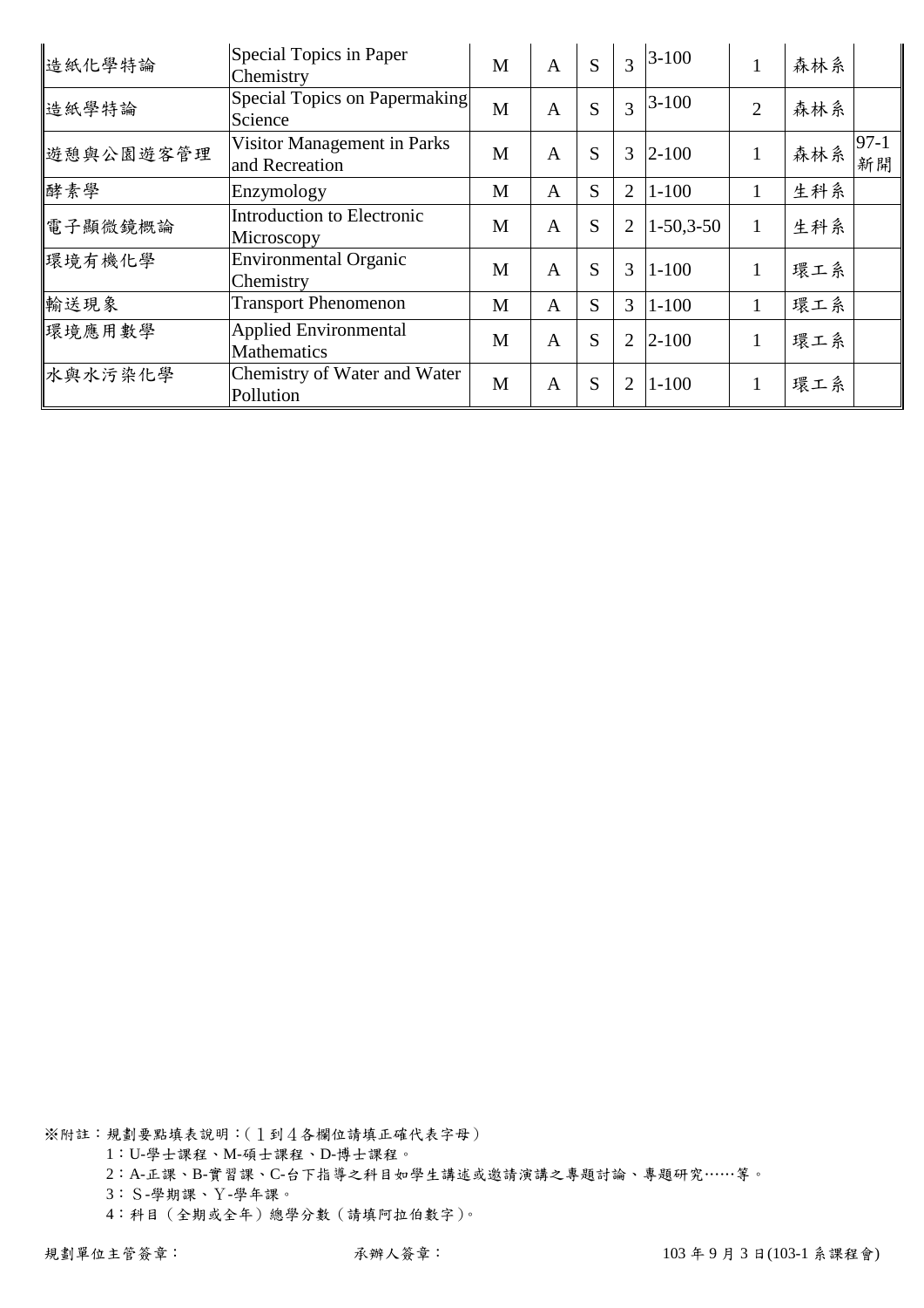| | | | | | | | | | |
|---|---|---|---|---|---|---|---|---|---|
| 造紙化學特論 | Special Topics in Paper Chemistry | M | A | S | 3 | 3-100 | 1 | 森林系 | |
| 造紙學特論 | Special Topics on Papermaking Science | M | A | S | 3 | 3-100 | 2 | 森林系 | |
| 遊憩與公園遊客管理 | Visitor Management in Parks and Recreation | M | A | S | 3 | 2-100 | 1 | 森林系 | 97-1 新開 |
| 酵素學 | Enzymology | M | A | S | 2 | 1-100 | 1 | 生科系 | |
| 電子顯微鏡概論 | Introduction to Electronic Microscopy | M | A | S | 2 | 1-50,3-50 | 1 | 生科系 | |
| 環境有機化學 | Environmental Organic Chemistry | M | A | S | 3 | 1-100 | 1 | 環工系 | |
| 輸送現象 | Transport Phenomenon | M | A | S | 3 | 1-100 | 1 | 環工系 | |
| 環境應用數學 | Applied Environmental Mathematics | M | A | S | 2 | 2-100 | 1 | 環工系 | |
| 水與水污染化學 | Chemistry of Water and Water Pollution | M | A | S | 2 | 1-100 | 1 | 環工系 | |

※附註：規劃要點填表說明：(１到４各欄位請填正確代表字母)

1：U-學士課程、M-碩士課程、D-博士課程。

2：A-正課、B-實習課、C-台下指導之科目如學生講述或邀請演講之專題討論、專題研究……等。

3：Ｓ-學期課、Ｙ-學年課。

4：科目(全期或全年)總學分數(請填阿拉伯數字)。

規劃單位主管簽章： 承辦人簽章： 103 年 9 月 3 日(103-1 系課程會)